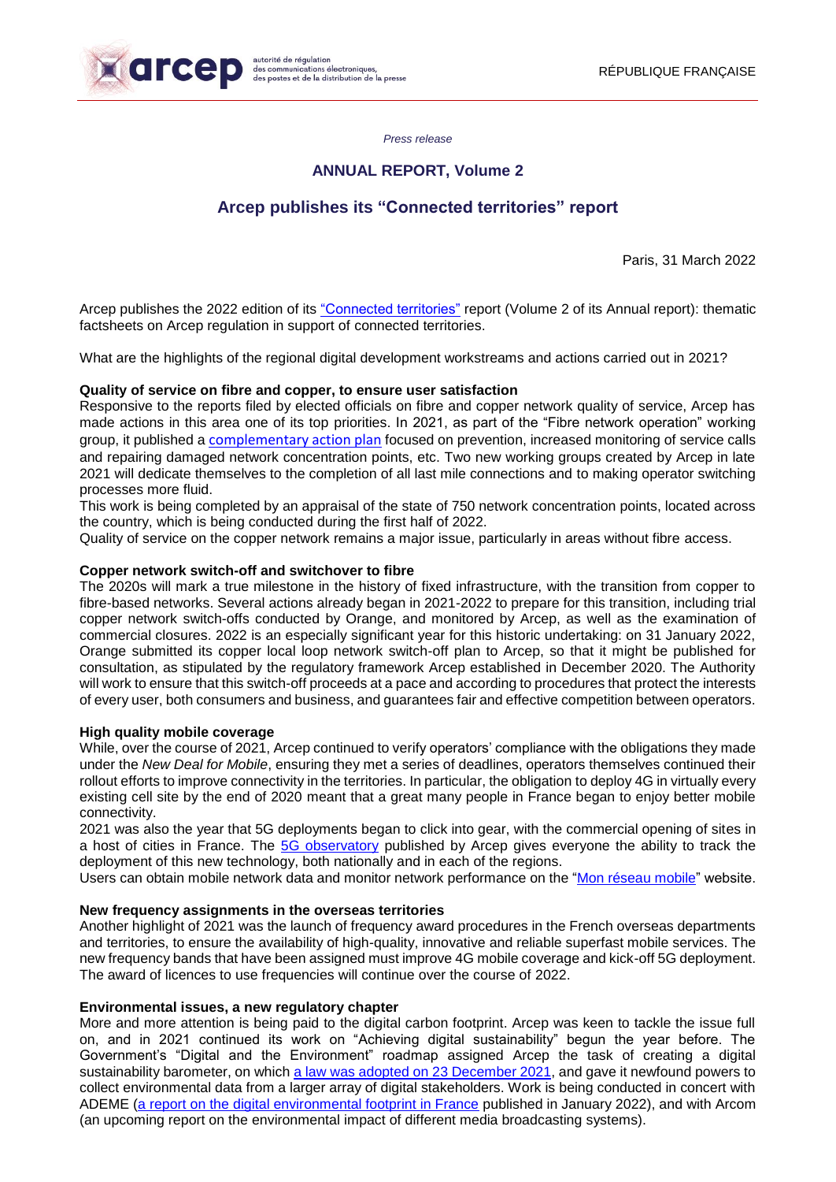*Press release*

## ANNUAL REPORT, Volume 2

# Arcep publishes its "Connected territories" report

Paris, 31 March 2022

Arcep publishes the 2022 edition of its "Connected territories" report (Volume 2 of its Annual report): thematic factsheets on Arcep regulation in support of connected territories.

What are the highlights of the regional digital development workstreams and actions carried out in 2021?

**Quality of service on fibre and copper, to ensure user satisfaction**

Responsive to the reports filed by elected officials on fibre and copper network quality of service, Arcep has made actions in this area one of its top priorities. In 2021, as part of the "Fibre network operation" working group, it published a complementary action plan focused on prevention, increased monitoring of service calls and repairing damaged network concentration points, etc. Two new working groups created by Arcep in late 2021 will dedicate themselves to the completion of all last mile connections and to making operator switching processes more fluid.

This work is being completed by an appraisal of the state of 750 network concentration points, located across the country, which is being conducted during the first half of 2022.

Quality of service on the copper network remains a major issue, particularly in areas without fibre access.

**Copper network switch-off and switchover to fibre**

The 2020s will mark a true milestone in the history of fixed infrastructure, with the transition from copper to fibre-based networks. Several actions already began in 2021-2022 to prepare for this transition, including trial copper network switch-offs conducted by Orange, and monitored by Arcep, as well as the examination of commercial closures. 2022 is an especially significant year for this historic undertaking: on 31 January 2022, Orange submitted its copper local loop network switch-off plan to Arcep, so that it might be published for consultation, as stipulated by the regulatory framework Arcep established in December 2020. The Authority will work to ensure that this switch-off proceeds at a pace and according to procedures that protect the interests of every user, both consumers and business, and guarantees fair and effective competition between operators.

**High quality mobile coverage**

While, over the course of 2021, Arcep continued to verify operators' compliance with the obligations they made under the *New Deal for Mobile*, ensuring they met a series of deadlines, operators themselves continued their rollout efforts to improve connectivity in the territories. In particular, the obligation to deploy 4G in virtually every existing cell site by the end of 2020 meant that a great many people in France began to enjoy better mobile connectivity.

2021 was also the year that 5G deployments began to click into gear, with the commercial opening of sites in a host of cities in France. The 5G observatory published by Arcep gives everyone the ability to track the deployment of this new technology, both nationally and in each of the regions.

Users can obtain mobile network data and monitor network performance on the "Mon réseau mobile" website.

**New frequency assignments in the overseas territories**

Another highlight of 2021 was the launch of frequency award procedures in the French overseas departments and territories, to ensure the availability of high-quality, innovative and reliable superfast mobile services. The new frequency bands that have been assigned must improve 4G mobile coverage and kick-off 5G deployment. The award of licences to use frequencies will continue over the course of 2022.

**Environmental issues, a new regulatory chapter**

More and more attention is being paid to the digital carbon footprint. Arcep was keen to tackle the issue full on, and in 2021 continued its work on "Achieving digital sustainability" begun the year before. The Government's "Digital and the Environment" roadmap assigned Arcep the task of creating a digital sustainability barometer, on which a law was adopted on 23 December 2021, and gave it newfound powers to collect environmental data from a larger array of digital stakeholders. Work is being conducted in concert with ADEME (a report on the digital environmental footprint in France published in January 2022), and with Arcom (an upcoming report on the environmental impact of different media broadcasting systems).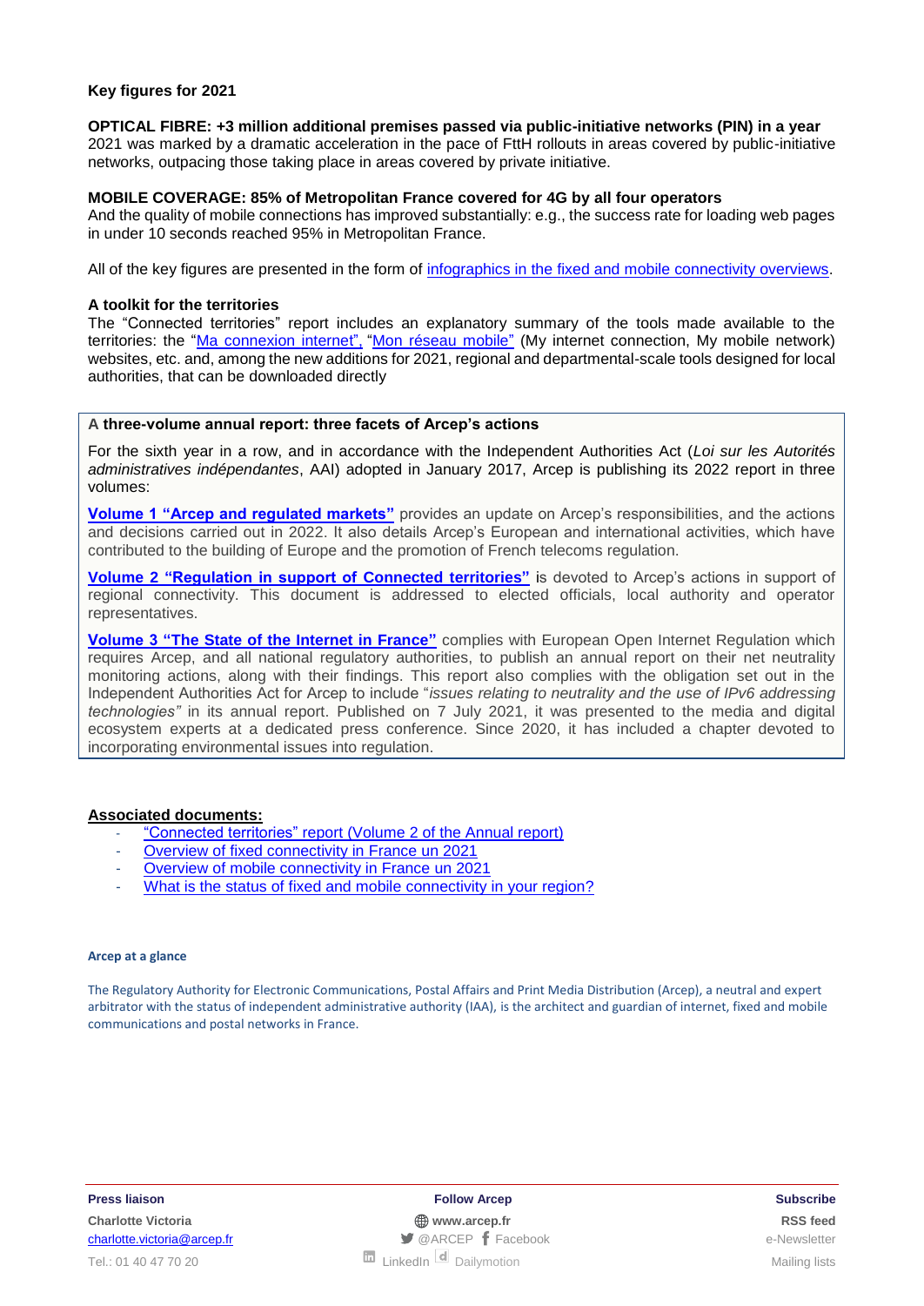**Key figures for 2021**

**OPTICAL FIBRE: +3 million additional premises passed via public-initiative networks (PIN) in a year**
2021 was marked by a dramatic acceleration in the pace of FttH rollouts in areas covered by public-initiative networks, outpacing those taking place in areas covered by private initiative.

**MOBILE COVERAGE: 85% of Metropolitan France covered for 4G by all four operators**
And the quality of mobile connections has improved substantially: e.g., the success rate for loading web pages in under 10 seconds reached 95% in Metropolitan France.

All of the key figures are presented in the form of infographics in the fixed and mobile connectivity overviews.

**A toolkit for the territories**
The "Connected territories" report includes an explanatory summary of the tools made available to the territories: the "Ma connexion internet", "Mon réseau mobile" (My internet connection, My mobile network) websites, etc. and, among the new additions for 2021, regional and departmental-scale tools designed for local authorities, that can be downloaded directly

**A three-volume annual report: three facets of Arcep's actions**

For the sixth year in a row, and in accordance with the Independent Authorities Act (*Loi sur les Autorités administratives indépendantes*, AAI) adopted in January 2017, Arcep is publishing its 2022 report in three volumes:

**Volume 1 "Arcep and regulated markets"** provides an update on Arcep's responsibilities, and the actions and decisions carried out in 2022. It also details Arcep's European and international activities, which have contributed to the building of Europe and the promotion of French telecoms regulation.

**Volume 2 "Regulation in support of Connected territories"** is devoted to Arcep's actions in support of regional connectivity. This document is addressed to elected officials, local authority and operator representatives.

**Volume 3 "The State of the Internet in France"** complies with European Open Internet Regulation which requires Arcep, and all national regulatory authorities, to publish an annual report on their net neutrality monitoring actions, along with their findings. This report also complies with the obligation set out in the Independent Authorities Act for Arcep to include "*issues relating to neutrality and the use of IPv6 addressing technologies*" in its annual report. Published on 7 July 2021, it was presented to the media and digital ecosystem experts at a dedicated press conference. Since 2020, it has included a chapter devoted to incorporating environmental issues into regulation.

**Associated documents:**

- "Connected territories" report (Volume 2 of the Annual report)
- Overview of fixed connectivity in France un 2021
- Overview of mobile connectivity in France un 2021
- What is the status of fixed and mobile connectivity in your region?

**Arcep at a glance**

The Regulatory Authority for Electronic Communications, Postal Affairs and Print Media Distribution (Arcep), a neutral and expert arbitrator with the status of independent administrative authority (IAA), is the architect and guardian of internet, fixed and mobile communications and postal networks in France.

| Press liaison | Follow Arcep | Subscribe |
| --- | --- | --- |
| Charlotte Victoria | www.arcep.fr | RSS feed |
| charlotte.victoria@arcep.fr | @ARCEP Facebook | e-Newsletter |
| Tel.: 01 40 47 70 20 | LinkedIn Dailymotion | Mailing lists |